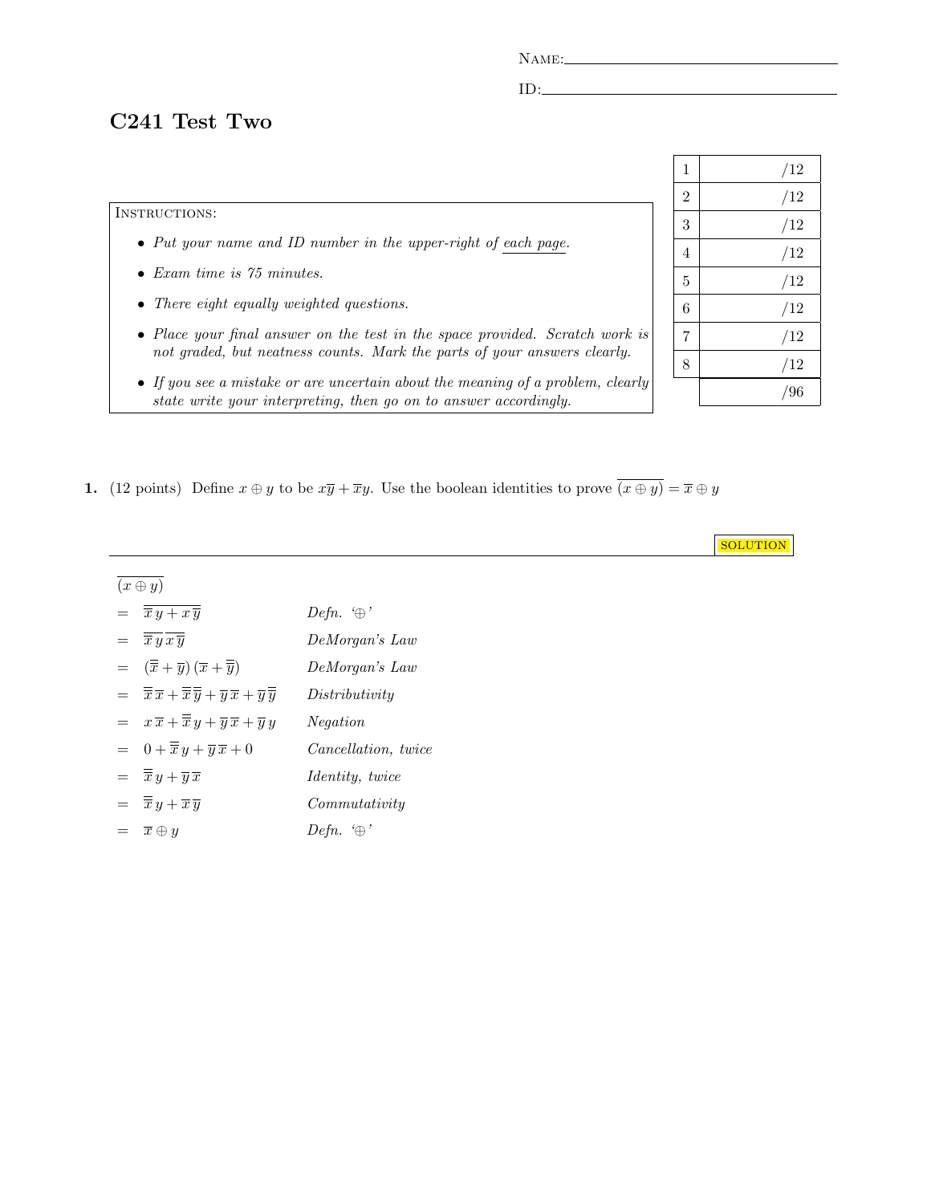NAME: \_\_\_\_\_\_\_\_\_\_\_\_\_\_\_\_\_\_\_\_\_\_\_\_\_\_

ID: \_\_\_\_\_\_\_\_\_\_\_\_\_\_\_\_\_\_\_\_\_\_\_\_\_\_

# C241 Test Two

| | |
|---|---|
| 1 | /12 |
| 2 | /12 |
| 3 | /12 |
| 4 | /12 |
| 5 | /12 |
| 6 | /12 |
| 7 | /12 |
| 8 | /12 |
| | /96 |

INSTRUCTIONS:

- *Put your name and ID number in the upper-right of* *each page*.
- *Exam time is 75 minutes.*
- *There eight equally weighted questions.*
- *Place your final answer on the test in the space provided. Scratch work is not graded, but neatness counts. Mark the parts of your answers clearly.*
- *If you see a mistake or are uncertain about the meaning of a problem, clearly state write your interpreting, then go on to answer accordingly.*

**1.** (12 points) Define $x \oplus y$ to be $x\overline{y} + \overline{x}y$. Use the boolean identities to prove $\overline{(x \oplus y)} = \overline{x} \oplus y$

SOLUTION

| | | |
|---|---|---|
| | $\overline{(x \oplus y)}$ | |
| $=$ | $\overline{\overline{x}\,y + x\,\overline{y}}$ | *Defn. '$\oplus$'* |
| $=$ | $\overline{\overline{x}\,y}\;\overline{x\,\overline{y}}$ | *DeMorgan's Law* |
| $=$ | $(\overline{\overline{x}} + \overline{y})\,(\overline{x} + \overline{\overline{y}})$ | *DeMorgan's Law* |
| $=$ | $\overline{\overline{x}}\,\overline{x} + \overline{\overline{x}}\,\overline{\overline{y}} + \overline{y}\,\overline{x} + \overline{y}\,\overline{\overline{y}}$ | *Distributivity* |
| $=$ | $x\,\overline{x} + \overline{\overline{x}}\,y + \overline{y}\,\overline{x} + \overline{y}\,y$ | *Negation* |
| $=$ | $0 + \overline{\overline{x}}\,y + \overline{y}\,\overline{x} + 0$ | *Cancellation, twice* |
| $=$ | $\overline{\overline{x}}\,y + \overline{y}\,\overline{x}$ | *Identity, twice* |
| $=$ | $\overline{\overline{x}}\,y + \overline{x}\,\overline{y}$ | *Commutativity* |
| $=$ | $\overline{x} \oplus y$ | *Defn. '$\oplus$'* |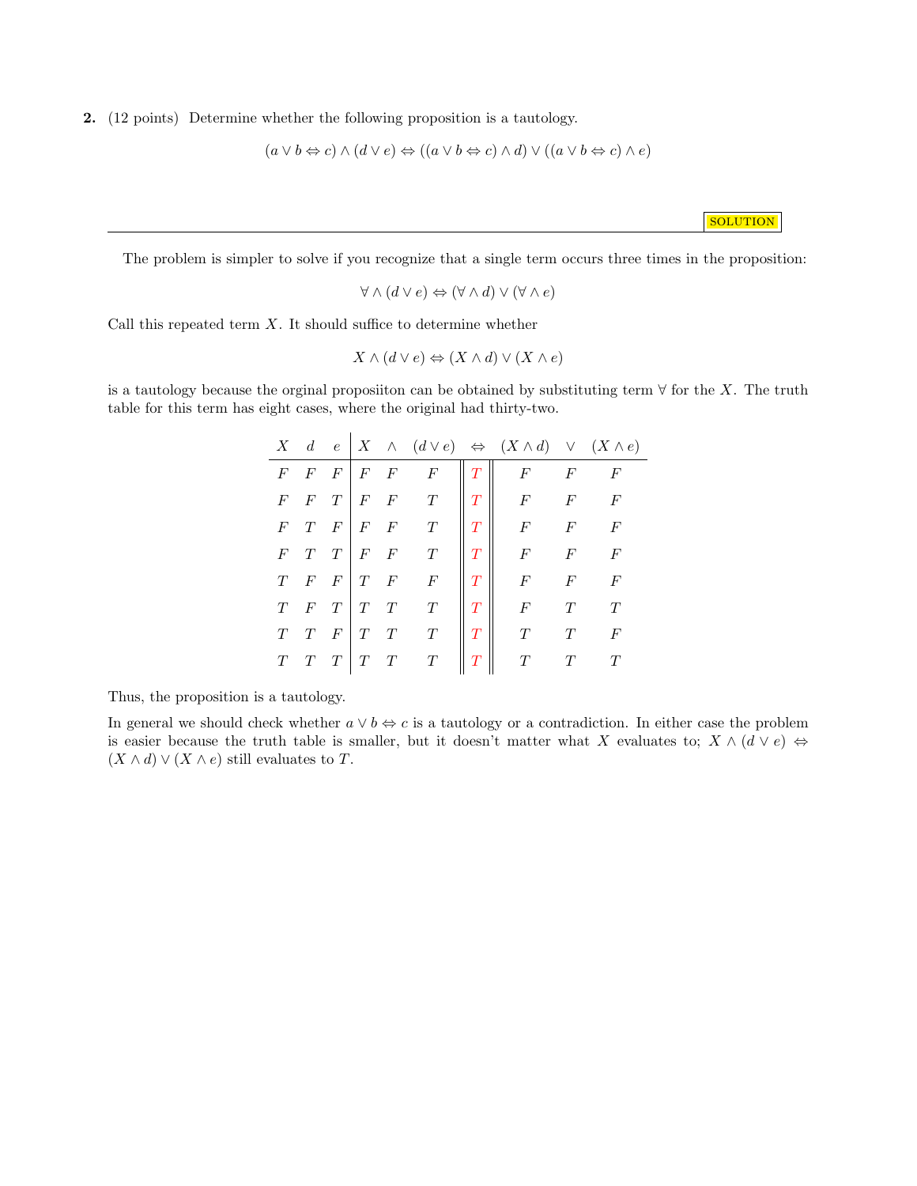**2.** (12 points) Determine whether the following proposition is a tautology.

$$(a \vee b \Leftrightarrow c) \wedge (d \vee e) \Leftrightarrow ((a \vee b \Leftrightarrow c) \wedge d) \vee ((a \vee b \Leftrightarrow c) \wedge e)$$

SOLUTION

---

The problem is simpler to solve if you recognize that a single term occurs three times in the proposition:

$$\forall \wedge (d \vee e) \Leftrightarrow (\forall \wedge d) \vee (\forall \wedge e)$$

Call this repeated term $X$. It should suffice to determine whether

$$X \wedge (d \vee e) \Leftrightarrow (X \wedge d) \vee (X \wedge e)$$

is a tautology because the orginal proposiiton can be obtained by substituting term $\forall$ for the $X$. The truth table for this term has eight cases, where the original had thirty-two.

| $X$ | $d$ | $e$ | $X$ | $\wedge$ | $(d \vee e)$ | $\Leftrightarrow$ | $(X \wedge d)$ | $\vee$ | $(X \wedge e)$ |
|---|---|---|---|---|---|---|---|---|---|
| $F$ | $F$ | $F$ | $F$ | $F$ | $F$ | $T$ | $F$ | $F$ | $F$ |
| $F$ | $F$ | $T$ | $F$ | $F$ | $T$ | $T$ | $F$ | $F$ | $F$ |
| $F$ | $T$ | $F$ | $F$ | $F$ | $T$ | $T$ | $F$ | $F$ | $F$ |
| $F$ | $T$ | $T$ | $F$ | $F$ | $T$ | $T$ | $F$ | $F$ | $F$ |
| $T$ | $F$ | $F$ | $T$ | $F$ | $F$ | $T$ | $F$ | $F$ | $F$ |
| $T$ | $F$ | $T$ | $T$ | $T$ | $T$ | $T$ | $F$ | $T$ | $T$ |
| $T$ | $T$ | $F$ | $T$ | $T$ | $T$ | $T$ | $T$ | $T$ | $F$ |
| $T$ | $T$ | $T$ | $T$ | $T$ | $T$ | $T$ | $T$ | $T$ | $T$ |

Thus, the proposition is a tautology.

In general we should check whether $a \vee b \Leftrightarrow c$ is a tautology or a contradiction. In either case the problem is easier because the truth table is smaller, but it doesn't matter what $X$ evaluates to; $X \wedge (d \vee e) \Leftrightarrow (X \wedge d) \vee (X \wedge e)$ still evaluates to $T$.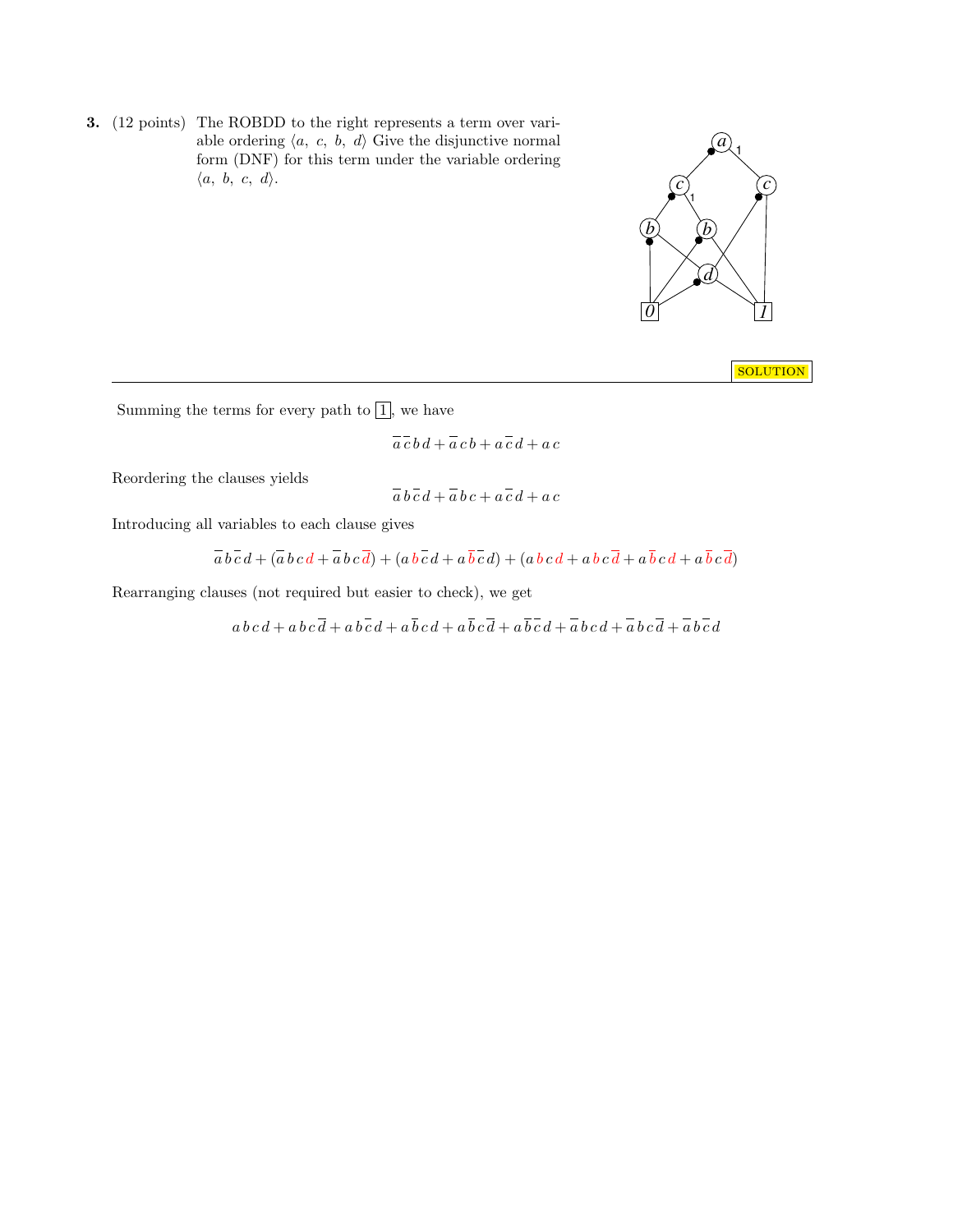**3.** (12 points) The ROBDD to the right represents a term over variable ordering $\langle a,\ c,\ b,\ d\rangle$ Give the disjunctive normal form (DNF) for this term under the variable ordering $\langle a,\ b,\ c,\ d\rangle$.

SOLUTION

Summing the terms for every path to $\boxed{1}$, we have

$$\overline{a}\,\overline{c}\,b\,d + \overline{a}\,c\,b + a\,\overline{c}\,d + a\,c$$

Reordering the clauses yields

$$\overline{a}\,b\,\overline{c}\,d + \overline{a}\,b\,c + a\,\overline{c}\,d + a\,c$$

Introducing all variables to each clause gives

$$\overline{a}\,b\,\overline{c}\,d + (\overline{a}\,b\,c\,d + \overline{a}\,b\,c\,\overline{d}) + (a\,b\,\overline{c}\,d + a\,\overline{b}\,\overline{c}\,d) + (a\,b\,c\,d + a\,b\,c\,\overline{d} + a\,\overline{b}\,c\,d + a\,\overline{b}\,c\,\overline{d})$$

Rearranging clauses (not required but easier to check), we get

$$a\,b\,c\,d + a\,b\,c\,\overline{d} + a\,b\,\overline{c}\,d + a\,\overline{b}\,c\,d + a\,\overline{b}\,c\,\overline{d} + a\,\overline{b}\,\overline{c}\,d + \overline{a}\,b\,c\,d + \overline{a}\,b\,c\,\overline{d} + \overline{a}\,b\,\overline{c}\,d$$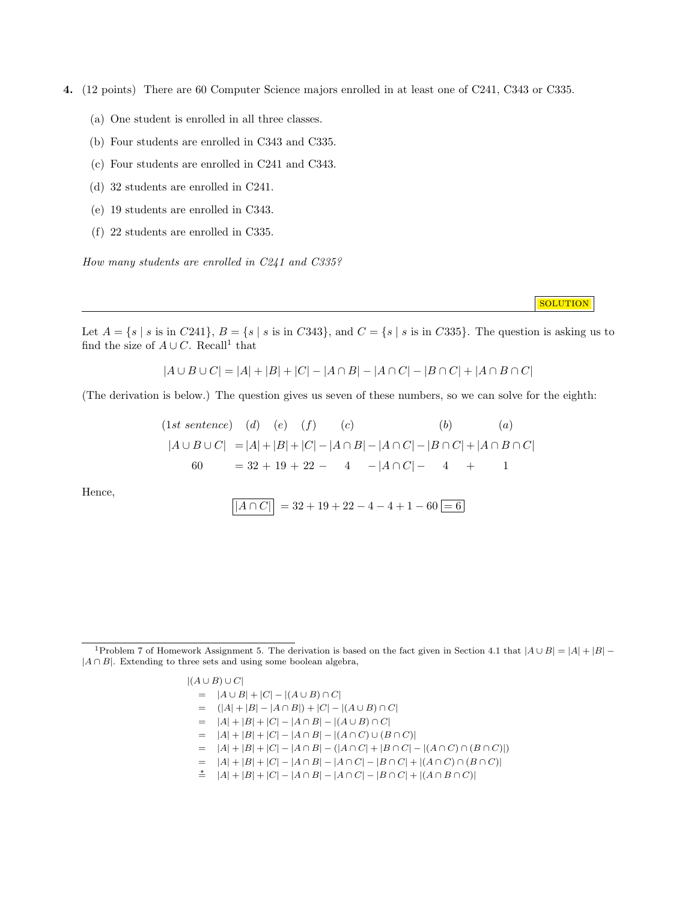**4.** (12 points) There are 60 Computer Science majors enrolled in at least one of C241, C343 or C335.

(a) One student is enrolled in all three classes.

(b) Four students are enrolled in C343 and C335.

(c) Four students are enrolled in C241 and C343.

(d) 32 students are enrolled in C241.

(e) 19 students are enrolled in C343.

(f) 22 students are enrolled in C335.

*How many students are enrolled in C241 and C335?*

SOLUTION

---

Let $A = \{s \mid s \text{ is in } C241\}$, $B = \{s \mid s \text{ is in } C343\}$, and $C = \{s \mid s \text{ is in } C335\}$. The question is asking us to find the size of $A \cup C$. Recall[1] that

$$|A \cup B \cup C| = |A| + |B| + |C| - |A \cap B| - |A \cap C| - |B \cap C| + |A \cap B \cap C|$$

(The derivation is below.) The question gives us seven of these numbers, so we can solve for the eighth:

$$\begin{array}{cccccccccc}
(1st\ sentence) & (d) & (e) & (f) & (c) & & & (b) & & (a) \\
|A \cup B \cup C| & = |A| + & |B| + & |C| - & |A \cap B| - & |A \cap C| - & & |B \cap C| + & & |A \cap B \cap C| \\
60 & = 32 + & 19 + & 22 - & 4 & - |A \cap C| - & & 4 & + & 1
\end{array}$$

Hence,

$$\boxed{|A \cap C|} = 32 + 19 + 22 - 4 - 4 + 1 - 60 \boxed{= 6}$$

---

[1] Problem 7 of Homework Assignment 5. The derivation is based on the fact given in Section 4.1 that $|A \cup B| = |A| + |B| - |A \cap B|$. Extending to three sets and using some boolean algebra,

$$\begin{aligned}
&|(A \cup B) \cup C| \\
&= |A \cup B| + |C| - |(A \cup B) \cap C| \\
&= (|A| + |B| - |A \cap B|) + |C| - |(A \cup B) \cap C| \\
&= |A| + |B| + |C| - |A \cap B| - |(A \cup B) \cap C| \\
&= |A| + |B| + |C| - |A \cap B| - |(A \cap C) \cup (B \cap C)| \\
&= |A| + |B| + |C| - |A \cap B| - (|A \cap C| + |B \cap C| - |(A \cap C) \cap (B \cap C)|) \\
&= |A| + |B| + |C| - |A \cap B| - |A \cap C| - |B \cap C| + |(A \cap C) \cap (B \cap C)| \\
&\overset{\star}{=} |A| + |B| + |C| - |A \cap B| - |A \cap C| - |B \cap C| + |(A \cap B \cap C)|
\end{aligned}$$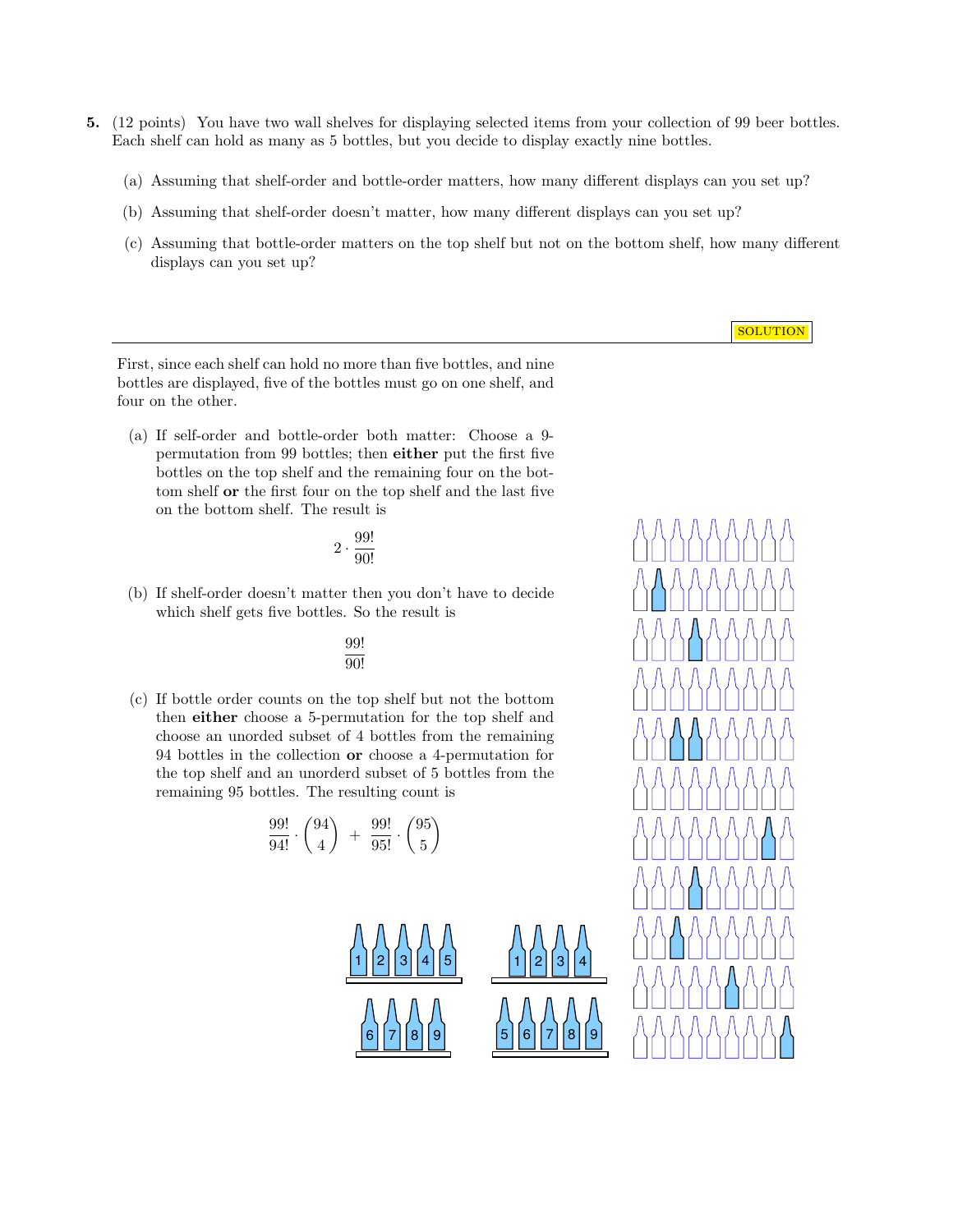**5.** (12 points) You have two wall shelves for displaying selected items from your collection of 99 beer bottles. Each shelf can hold as many as 5 bottles, but you decide to display exactly nine bottles.

(a) Assuming that shelf-order and bottle-order matters, how many different displays can you set up?

(b) Assuming that shelf-order doesn't matter, how many different displays can you set up?

(c) Assuming that bottle-order matters on the top shelf but not on the bottom shelf, how many different displays can you set up?

---

SOLUTION

First, since each shelf can hold no more than five bottles, and nine bottles are displayed, five of the bottles must go on one shelf, and four on the other.

(a) If self-order and bottle-order both matter: Choose a 9-permutation from 99 bottles; then **either** put the first five bottles on the top shelf and the remaining four on the bottom shelf **or** the first four on the top shelf and the last five on the bottom shelf. The result is

$$2 \cdot \frac{99!}{90!}$$

(b) If shelf-order doesn't matter then you don't have to decide which shelf gets five bottles. So the result is

$$\frac{99!}{90!}$$

(c) If bottle order counts on the top shelf but not the bottom then **either** choose a 5-permutation for the top shelf and choose an unorded subset of 4 bottles from the remaining 94 bottles in the collection **or** choose a 4-permutation for the top shelf and an unorderd subset of 5 bottles from the remaining 95 bottles. The resulting count is

$$\frac{99!}{94!} \cdot \binom{94}{4} + \frac{99!}{95!} \cdot \binom{95}{5}$$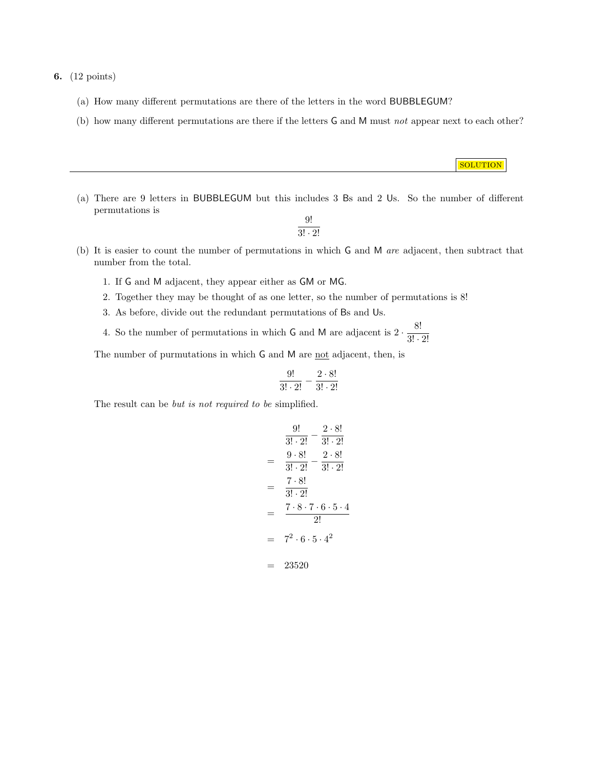**6.** (12 points)

(a) How many different permutations are there of the letters in the word BUBBLEGUM?

(b) how many different permutations are there if the letters G and M must *not* appear next to each other?

---

SOLUTION

(a) There are 9 letters in BUBBLEGUM but this includes 3 Bs and 2 Us. So the number of different permutations is

$$\frac{9!}{3! \cdot 2!}$$

(b) It is easier to count the number of permutations in which G and M *are* adjacent, then subtract that number from the total.

1. If G and M adjacent, they appear either as GM or MG.
2. Together they may be thought of as one letter, so the number of permutations is 8!
3. As before, divide out the redundant permutations of Bs and Us.
4. So the number of permutations in which G and M are adjacent is $2 \cdot \dfrac{8!}{3! \cdot 2!}$

The number of purmutations in which G and M are <u>not</u> adjacent, then, is

$$\frac{9!}{3! \cdot 2!} - \frac{2 \cdot 8!}{3! \cdot 2!}$$

The result can be *but is not required to be* simplified.

$$\begin{aligned}
& \frac{9!}{3! \cdot 2!} - \frac{2 \cdot 8!}{3! \cdot 2!} \\
= \; & \frac{9 \cdot 8!}{3! \cdot 2!} - \frac{2 \cdot 8!}{3! \cdot 2!} \\
= \; & \frac{7 \cdot 8!}{3! \cdot 2!} \\
= \; & \frac{7 \cdot 8 \cdot 7 \cdot 6 \cdot 5 \cdot 4}{2!} \\
= \; & 7^2 \cdot 6 \cdot 5 \cdot 4^2 \\
= \; & 23520
\end{aligned}$$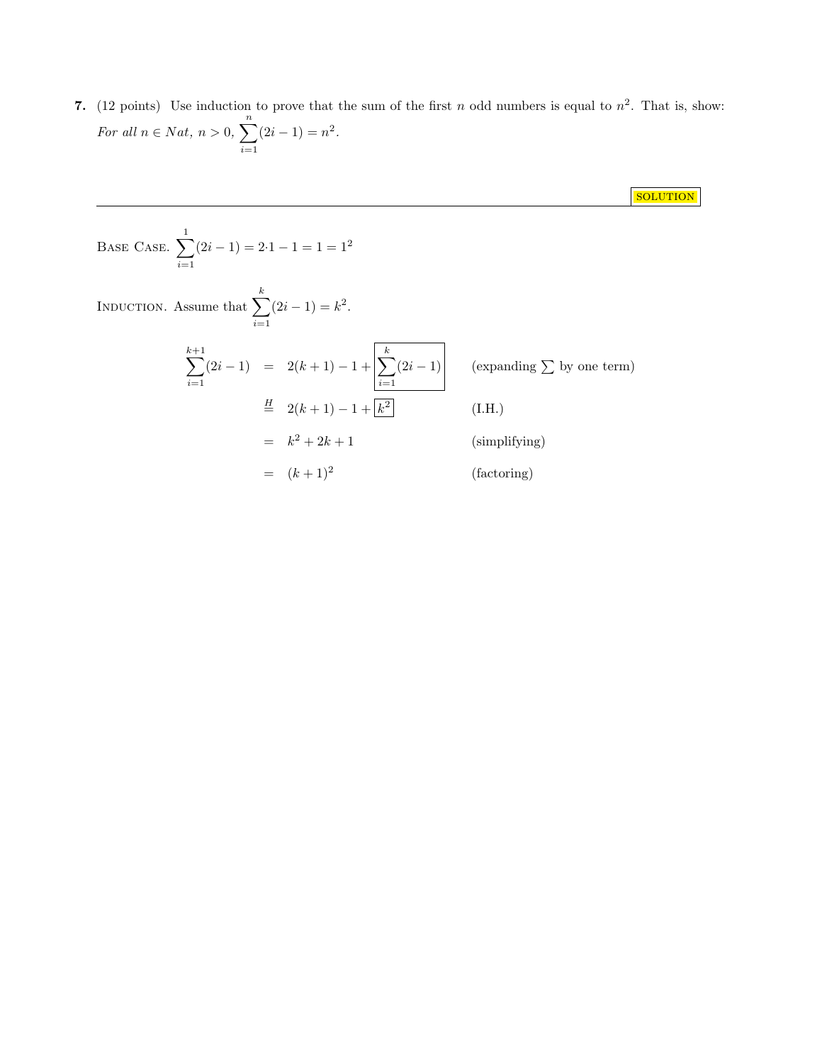**7.** (12 points) Use induction to prove that the sum of the first $n$ odd numbers is equal to $n^2$. That is, show: *For all* $n \in Nat$, $n > 0$, $\sum_{i=1}^{n}(2i-1) = n^2$.

---

SOLUTION

BASE CASE. $\sum_{i=1}^{1}(2i-1) = 2{\cdot}1 - 1 = 1 = 1^2$

INDUCTION. Assume that $\sum_{i=1}^{k}(2i-1) = k^2$.

$$
\begin{aligned}
\sum_{i=1}^{k+1}(2i-1) &= 2(k+1) - 1 + \boxed{\sum_{i=1}^{k}(2i-1)} && \text{(expanding } \textstyle\sum \text{ by one term)} \\
&\overset{H}{=} 2(k+1) - 1 + \boxed{k^2} && \text{(I.H.)} \\
&= k^2 + 2k + 1 && \text{(simplifying)} \\
&= (k+1)^2 && \text{(factoring)}
\end{aligned}
$$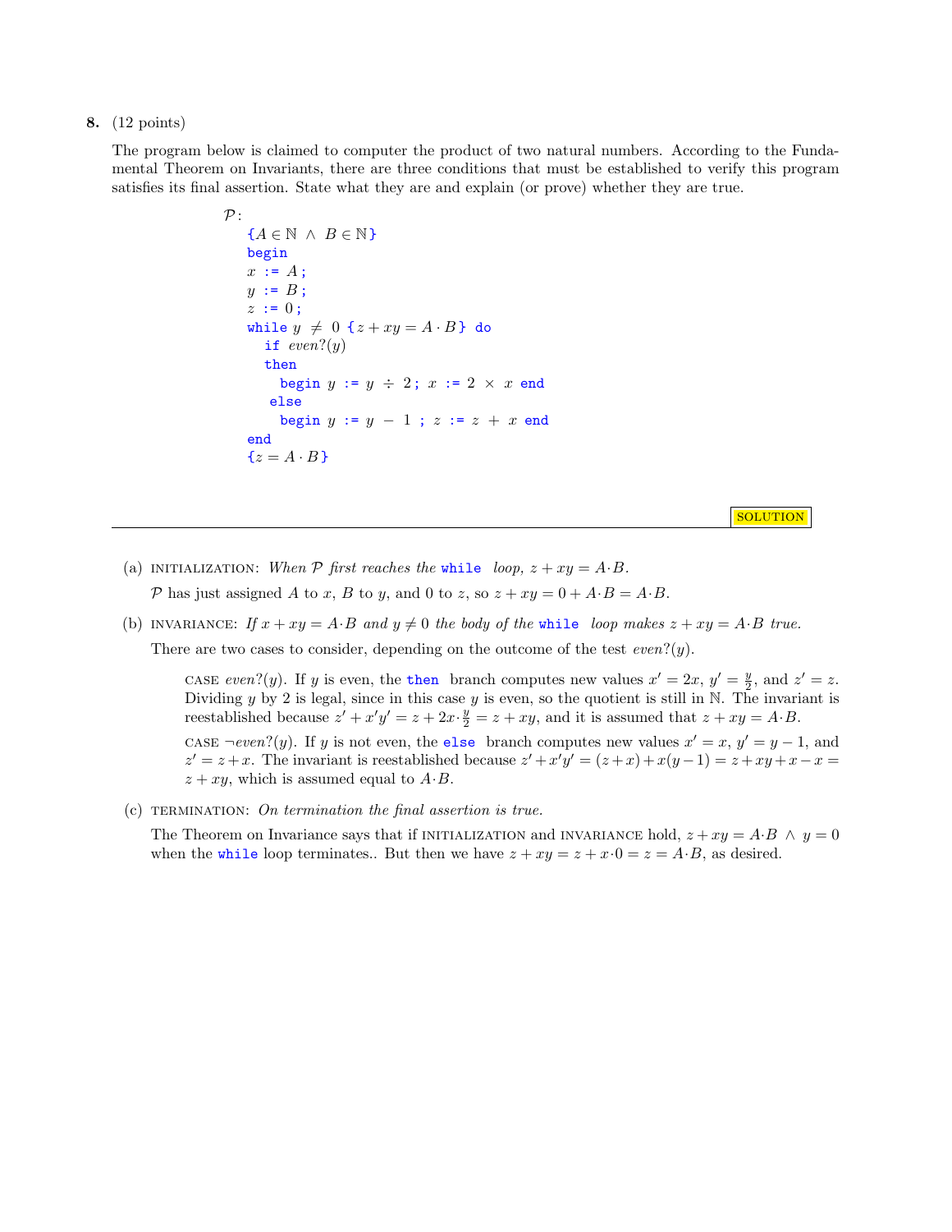**8.** (12 points)

The program below is claimed to computer the product of two natural numbers. According to the Fundamental Theorem on Invariants, there are three conditions that must be established to verify this program satisfies its final assertion. State what they are and explain (or prove) whether they are true.

```
P:
  {A ∈ ℕ ∧ B ∈ ℕ}
  begin
  x := A ;
  y := B ;
  z := 0 ;
  while y ≠ 0 {z + xy = A · B} do
    if even?(y)
    then
      begin y := y ÷ 2 ; x := 2 × x end
    else
      begin y := y − 1 ; z := z + x end
  end
  {z = A · B}
```

SOLUTION

(a) INITIALIZATION: *When $\mathcal{P}$ first reaches the* `while` *loop, $z + xy = A \cdot B$.*

$\mathcal{P}$ has just assigned $A$ to $x$, $B$ to $y$, and 0 to $z$, so $z + xy = 0 + A \cdot B = A \cdot B$.

(b) INVARIANCE: *If $x + xy = A \cdot B$ and $y \neq 0$ the body of the* `while` *loop makes $z + xy = A \cdot B$ true.*

There are two cases to consider, depending on the outcome of the test *even?*$(y)$.

CASE *even?*$(y)$. If $y$ is even, the `then` branch computes new values $x' = 2x$, $y' = \frac{y}{2}$, and $z' = z$. Dividing $y$ by 2 is legal, since in this case $y$ is even, so the quotient is still in $\mathbb{N}$. The invariant is reestablished because $z' + x'y' = z + 2x \cdot \frac{y}{2} = z + xy$, and it is assumed that $z + xy = A \cdot B$.

CASE $\neg$*even?*$(y)$. If $y$ is not even, the `else` branch computes new values $x' = x$, $y' = y - 1$, and $z' = z + x$. The invariant is reestablished because $z' + x'y' = (z + x) + x(y - 1) = z + xy + x - x = z + xy$, which is assumed equal to $A \cdot B$.

(c) TERMINATION: *On termination the final assertion is true.*

The Theorem on Invariance says that if INITIALIZATION and INVARIANCE hold, $z + xy = A \cdot B \wedge y = 0$ when the `while` loop terminates.. But then we have $z + xy = z + x \cdot 0 = z = A \cdot B$, as desired.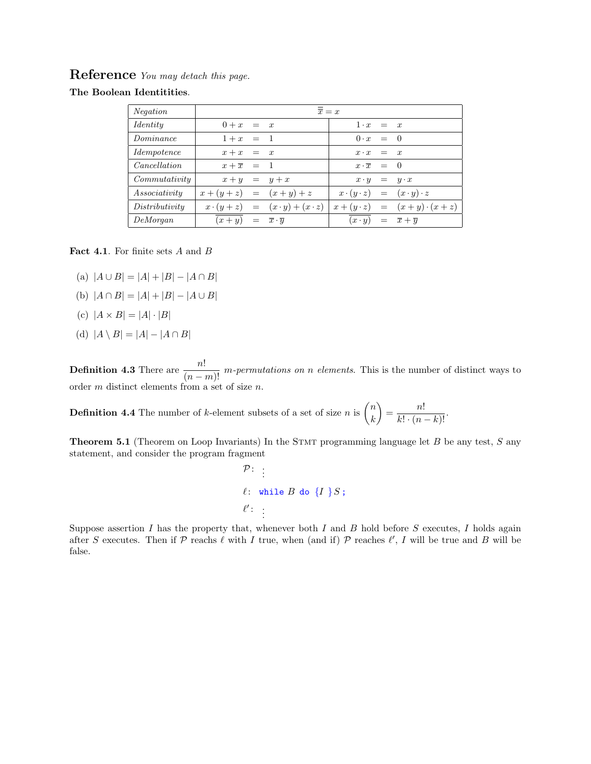# **Reference** *You may detach this page.*

**The Boolean Identitities**.

| | | |
|---|---|---|
| *Negation* | $\overline{\overline{x}} = x$ | |
| *Identity* | $0 + x = x$ | $1 \cdot x = x$ |
| *Dominance* | $1 + x = 1$ | $0 \cdot x = 0$ |
| *Idempotence* | $x + x = x$ | $x \cdot x = x$ |
| *Cancellation* | $x + \overline{x} = 1$ | $x \cdot \overline{x} = 0$ |
| *Commutativity* | $x + y = y + x$ | $x \cdot y = y \cdot x$ |
| *Associativity* | $x + (y + z) = (x + y) + z$ | $x \cdot (y \cdot z) = (x \cdot y) \cdot z$ |
| *Distributivity* | $x \cdot (y + z) = (x \cdot y) + (x \cdot z)$ | $x + (y \cdot z) = (x + y) \cdot (x + z)$ |
| *DeMorgan* | $\overline{(x + y)} = \overline{x} \cdot \overline{y}$ | $\overline{(x \cdot y)} = \overline{x} + \overline{y}$ |

**Fact 4.1**. For finite sets $A$ and $B$

(a) $|A \cup B| = |A| + |B| - |A \cap B|$

(b) $|A \cap B| = |A| + |B| - |A \cup B|$

(c) $|A \times B| = |A| \cdot |B|$

(d) $|A \setminus B| = |A| - |A \cap B|$

**Definition 4.3** There are $\dfrac{n!}{(n-m)!}$ *m-permutations on n elements*. This is the number of distinct ways to order $m$ distinct elements from a set of size $n$.

**Definition 4.4** The number of $k$-element subsets of a set of size $n$ is $\dbinom{n}{k} = \dfrac{n!}{k! \cdot (n-k)!}$.

**Theorem 5.1** (Theorem on Loop Invariants) In the STMT programming language let $B$ be any test, $S$ any statement, and consider the program fragment

```
𝒫:  ⋮
ℓ:  while B do {I } S ;
ℓ′: ⋮
```

Suppose assertion $I$ has the property that, whenever both $I$ and $B$ hold before $S$ executes, $I$ holds again after $S$ executes. Then if $\mathcal{P}$ reaches $\ell$ with $I$ true, when (and if) $\mathcal{P}$ reaches $\ell'$, $I$ will be true and $B$ will be false.